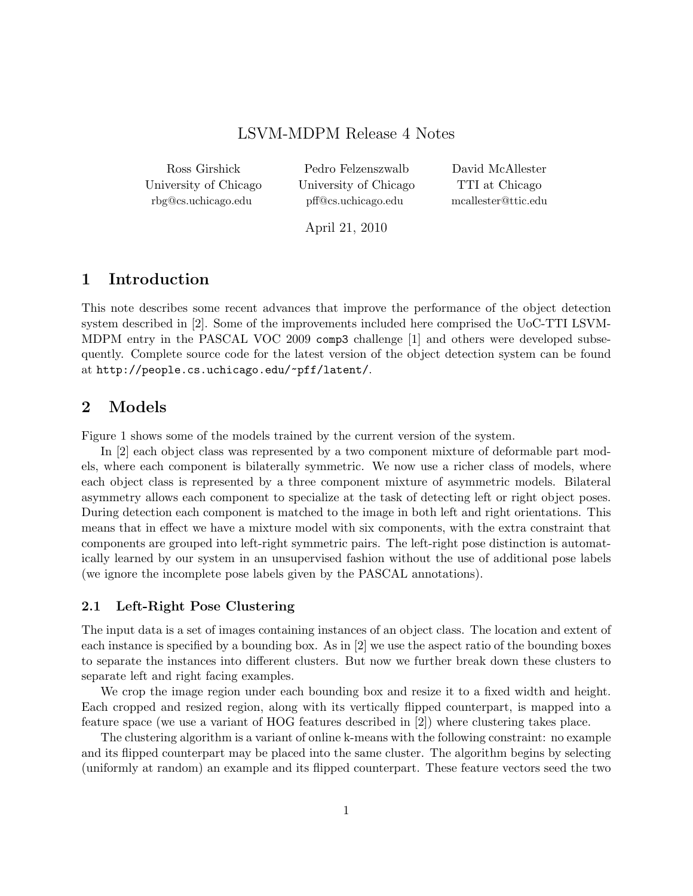# LSVM-MDPM Release 4 Notes

Ross Girshick
University of Chicago
rbg@cs.uchicago.edu

Pedro Felzenszwalb
University of Chicago
pff@cs.uchicago.edu

David McAllester
TTI at Chicago
mcallester@ttic.edu

April 21, 2010

## 1 Introduction

This note describes some recent advances that improve the performance of the object detection system described in [2]. Some of the improvements included here comprised the UoC-TTI LSVM-MDPM entry in the PASCAL VOC 2009 `comp3` challenge [1] and others were developed subsequently. Complete source code for the latest version of the object detection system can be found at `http://people.cs.uchicago.edu/~pff/latent/`.

## 2 Models

Figure 1 shows some of the models trained by the current version of the system.

In [2] each object class was represented by a two component mixture of deformable part models, where each component is bilaterally symmetric. We now use a richer class of models, where each object class is represented by a three component mixture of asymmetric models. Bilateral asymmetry allows each component to specialize at the task of detecting left or right object poses. During detection each component is matched to the image in both left and right orientations. This means that in effect we have a mixture model with six components, with the extra constraint that components are grouped into left-right symmetric pairs. The left-right pose distinction is automatically learned by our system in an unsupervised fashion without the use of additional pose labels (we ignore the incomplete pose labels given by the PASCAL annotations).

### 2.1 Left-Right Pose Clustering

The input data is a set of images containing instances of an object class. The location and extent of each instance is specified by a bounding box. As in [2] we use the aspect ratio of the bounding boxes to separate the instances into different clusters. But now we further break down these clusters to separate left and right facing examples.

We crop the image region under each bounding box and resize it to a fixed width and height. Each cropped and resized region, along with its vertically flipped counterpart, is mapped into a feature space (we use a variant of HOG features described in [2]) where clustering takes place.

The clustering algorithm is a variant of online k-means with the following constraint: no example and its flipped counterpart may be placed into the same cluster. The algorithm begins by selecting (uniformly at random) an example and its flipped counterpart. These feature vectors seed the two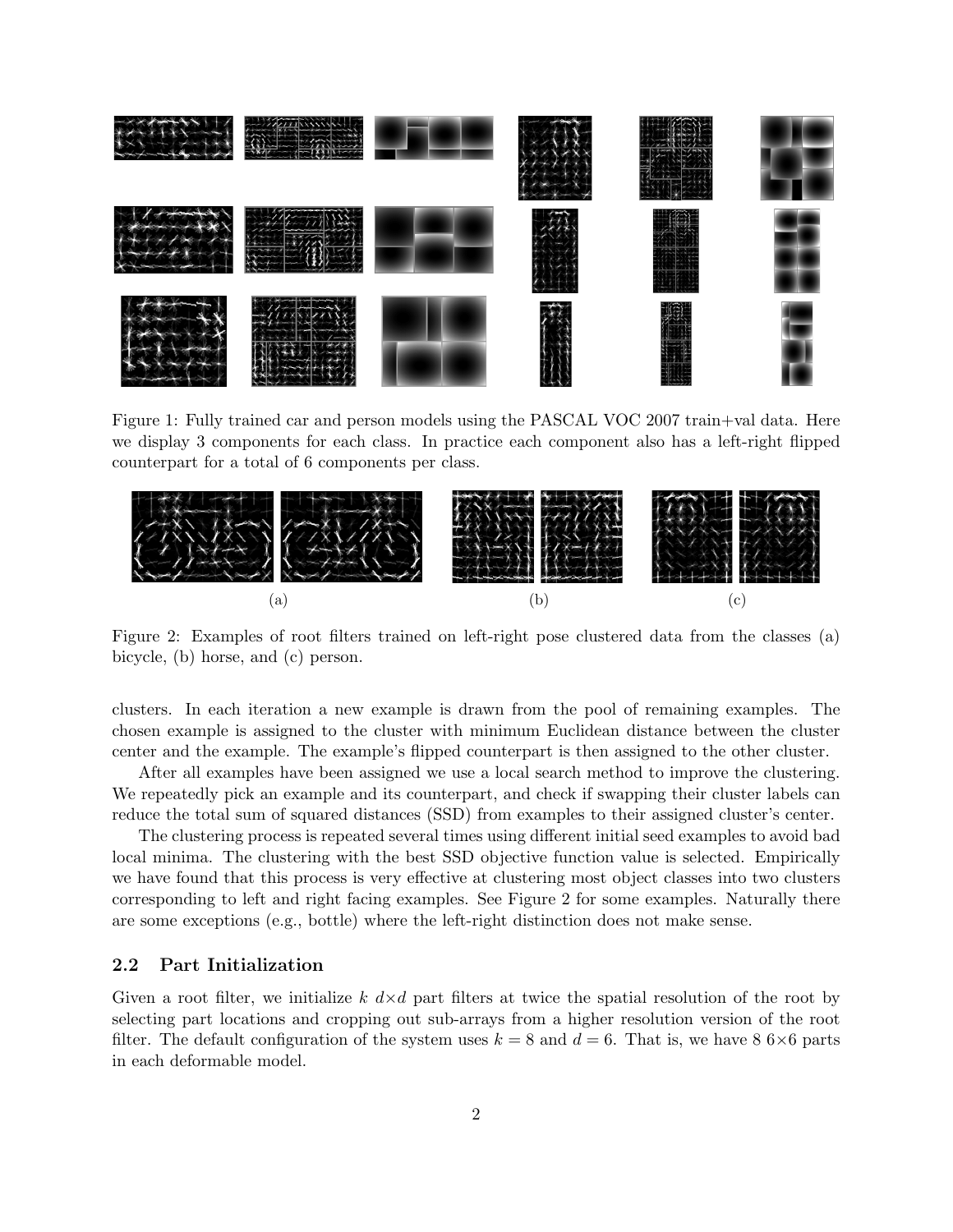Figure 1: Fully trained car and person models using the PASCAL VOC 2007 train+val data. Here we display 3 components for each class. In practice each component also has a left-right flipped counterpart for a total of 6 components per class.

(a) (b) (c)

Figure 2: Examples of root filters trained on left-right pose clustered data from the classes (a) bicycle, (b) horse, and (c) person.

clusters. In each iteration a new example is drawn from the pool of remaining examples. The chosen example is assigned to the cluster with minimum Euclidean distance between the cluster center and the example. The example's flipped counterpart is then assigned to the other cluster.

After all examples have been assigned we use a local search method to improve the clustering. We repeatedly pick an example and its counterpart, and check if swapping their cluster labels can reduce the total sum of squared distances (SSD) from examples to their assigned cluster's center.

The clustering process is repeated several times using different initial seed examples to avoid bad local minima. The clustering with the best SSD objective function value is selected. Empirically we have found that this process is very effective at clustering most object classes into two clusters corresponding to left and right facing examples. See Figure 2 for some examples. Naturally there are some exceptions (e.g., bottle) where the left-right distinction does not make sense.

## 2.2 Part Initialization

Given a root filter, we initialize $k$ $d \times d$ part filters at twice the spatial resolution of the root by selecting part locations and cropping out sub-arrays from a higher resolution version of the root filter. The default configuration of the system uses $k = 8$ and $d = 6$. That is, we have 8 $6 \times 6$ parts in each deformable model.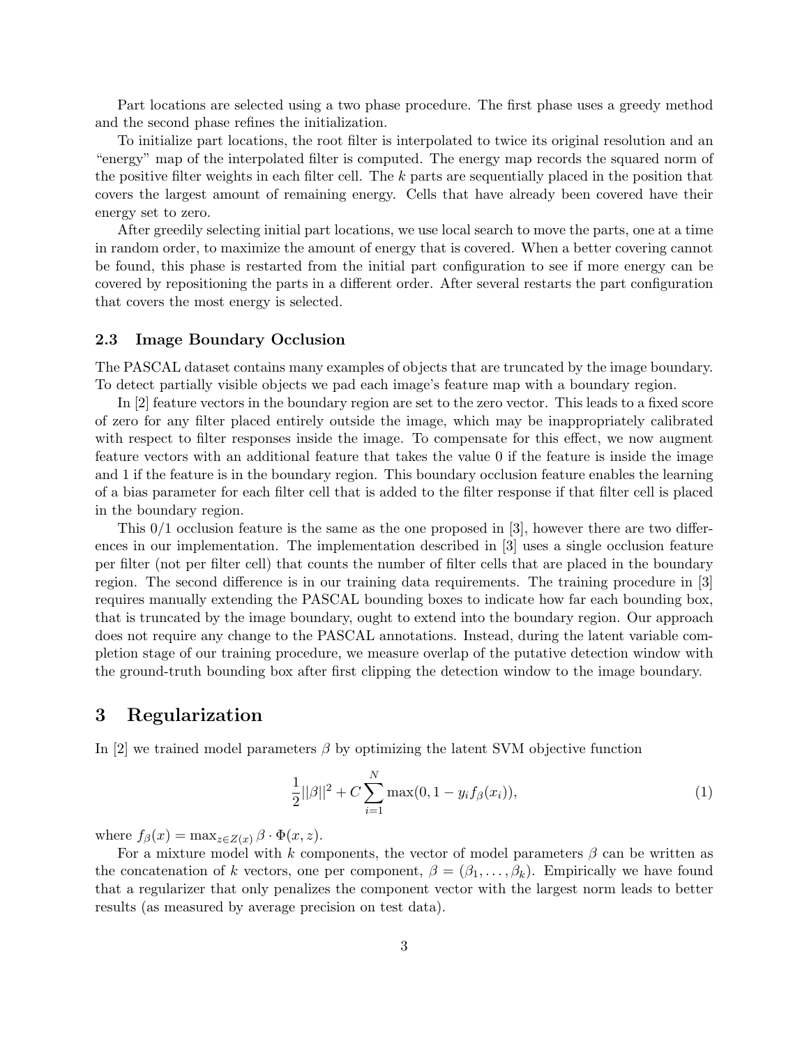Part locations are selected using a two phase procedure. The first phase uses a greedy method and the second phase refines the initialization.

To initialize part locations, the root filter is interpolated to twice its original resolution and an "energy" map of the interpolated filter is computed. The energy map records the squared norm of the positive filter weights in each filter cell. The $k$ parts are sequentially placed in the position that covers the largest amount of remaining energy. Cells that have already been covered have their energy set to zero.

After greedily selecting initial part locations, we use local search to move the parts, one at a time in random order, to maximize the amount of energy that is covered. When a better covering cannot be found, this phase is restarted from the initial part configuration to see if more energy can be covered by repositioning the parts in a different order. After several restarts the part configuration that covers the most energy is selected.

### 2.3 Image Boundary Occlusion

The PASCAL dataset contains many examples of objects that are truncated by the image boundary. To detect partially visible objects we pad each image's feature map with a boundary region.

In [2] feature vectors in the boundary region are set to the zero vector. This leads to a fixed score of zero for any filter placed entirely outside the image, which may be inappropriately calibrated with respect to filter responses inside the image. To compensate for this effect, we now augment feature vectors with an additional feature that takes the value 0 if the feature is inside the image and 1 if the feature is in the boundary region. This boundary occlusion feature enables the learning of a bias parameter for each filter cell that is added to the filter response if that filter cell is placed in the boundary region.

This 0/1 occlusion feature is the same as the one proposed in [3], however there are two differences in our implementation. The implementation described in [3] uses a single occlusion feature per filter (not per filter cell) that counts the number of filter cells that are placed in the boundary region. The second difference is in our training data requirements. The training procedure in [3] requires manually extending the PASCAL bounding boxes to indicate how far each bounding box, that is truncated by the image boundary, ought to extend into the boundary region. Our approach does not require any change to the PASCAL annotations. Instead, during the latent variable completion stage of our training procedure, we measure overlap of the putative detection window with the ground-truth bounding box after first clipping the detection window to the image boundary.

## 3 Regularization

In [2] we trained model parameters $\beta$ by optimizing the latent SVM objective function

$$\frac{1}{2}||\beta||^2 + C \sum_{i=1}^{N} \max(0, 1 - y_i f_\beta(x_i)), \tag{1}$$

where $f_\beta(x) = \max_{z \in Z(x)} \beta \cdot \Phi(x, z)$.

For a mixture model with $k$ components, the vector of model parameters $\beta$ can be written as the concatenation of $k$ vectors, one per component, $\beta = (\beta_1, \ldots, \beta_k)$. Empirically we have found that a regularizer that only penalizes the component vector with the largest norm leads to better results (as measured by average precision on test data).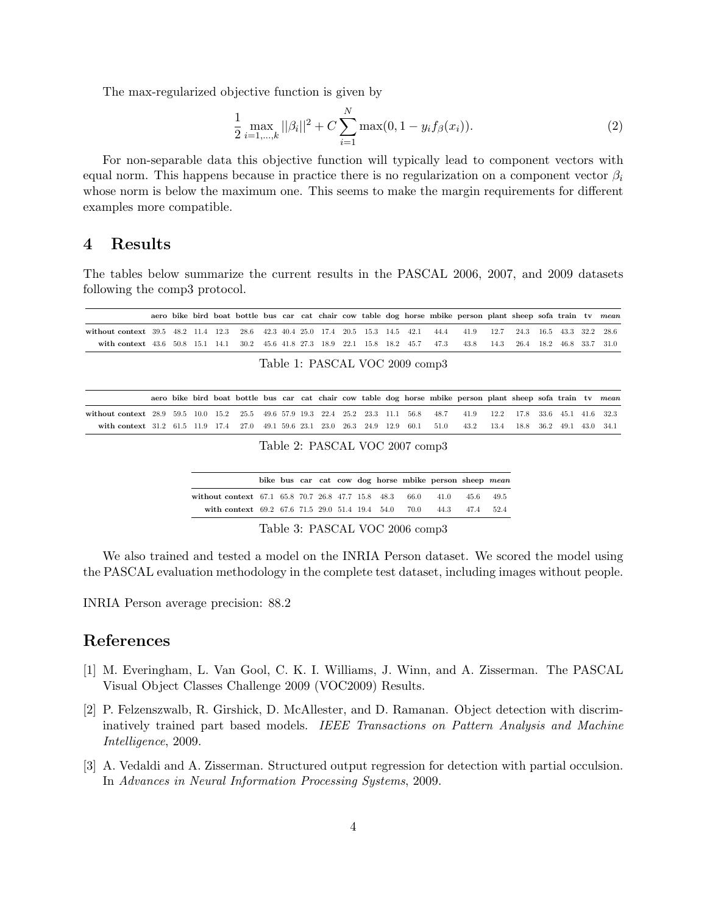The max-regularized objective function is given by

$$\frac{1}{2} \max_{i=1,\ldots,k} ||\beta_i||^2 + C \sum_{i=1}^{N} \max(0, 1 - y_i f_\beta(x_i)). \tag{2}$$

For non-separable data this objective function will typically lead to component vectors with equal norm. This happens because in practice there is no regularization on a component vector $\beta_i$ whose norm is below the maximum one. This seems to make the margin requirements for different examples more compatible.

## 4 Results

The tables below summarize the current results in the PASCAL 2006, 2007, and 2009 datasets following the comp3 protocol.

| | aero | bike | bird | boat | bottle | bus | car | cat | chair | cow | table | dog | horse | mbike | person | plant | sheep | sofa | train | tv | *mean* |
|---|---|---|---|---|---|---|---|---|---|---|---|---|---|---|---|---|---|---|---|---|---|
| **without context** | 39.5 | 48.2 | 11.4 | 12.3 | 28.6 | 42.3 | 40.4 | 25.0 | 17.4 | 20.5 | 15.3 | 14.5 | 42.1 | 44.4 | 41.9 | 12.7 | 24.3 | 16.5 | 43.3 | 32.2 | 28.6 |
| **with context** | 43.6 | 50.8 | 15.1 | 14.1 | 30.2 | 45.6 | 41.8 | 27.3 | 18.9 | 22.1 | 15.8 | 18.2 | 45.7 | 47.3 | 43.8 | 14.3 | 26.4 | 18.2 | 46.8 | 33.7 | 31.0 |

Table 1: PASCAL VOC 2009 comp3

| | aero | bike | bird | boat | bottle | bus | car | cat | chair | cow | table | dog | horse | mbike | person | plant | sheep | sofa | train | tv | *mean* |
|---|---|---|---|---|---|---|---|---|---|---|---|---|---|---|---|---|---|---|---|---|---|
| **without context** | 28.9 | 59.5 | 10.0 | 15.2 | 25.5 | 49.6 | 57.9 | 19.3 | 22.4 | 25.2 | 23.3 | 11.1 | 56.8 | 48.7 | 41.9 | 12.2 | 17.8 | 33.6 | 45.1 | 41.6 | 32.3 |
| **with context** | 31.2 | 61.5 | 11.9 | 17.4 | 27.0 | 49.1 | 59.6 | 23.1 | 23.0 | 26.3 | 24.9 | 12.9 | 60.1 | 51.0 | 43.2 | 13.4 | 18.8 | 36.2 | 49.1 | 43.0 | 34.1 |

Table 2: PASCAL VOC 2007 comp3

| | bike | bus | car | cat | cow | dog | horse | mbike | person | sheep | *mean* |
|---|---|---|---|---|---|---|---|---|---|---|---|
| **without context** | 67.1 | 65.8 | 70.7 | 26.8 | 47.7 | 15.8 | 48.3 | 66.0 | 41.0 | 45.6 | 49.5 |
| **with context** | 69.2 | 67.6 | 71.5 | 29.0 | 51.4 | 19.4 | 54.0 | 70.0 | 44.3 | 47.4 | 52.4 |

Table 3: PASCAL VOC 2006 comp3

We also trained and tested a model on the INRIA Person dataset. We scored the model using the PASCAL evaluation methodology in the complete test dataset, including images without people.

INRIA Person average precision: 88.2

## References

[1] M. Everingham, L. Van Gool, C. K. I. Williams, J. Winn, and A. Zisserman. The PASCAL Visual Object Classes Challenge 2009 (VOC2009) Results.

[2] P. Felzenszwalb, R. Girshick, D. McAllester, and D. Ramanan. Object detection with discriminatively trained part based models. *IEEE Transactions on Pattern Analysis and Machine Intelligence*, 2009.

[3] A. Vedaldi and A. Zisserman. Structured output regression for detection with partial occulsion. In *Advances in Neural Information Processing Systems*, 2009.